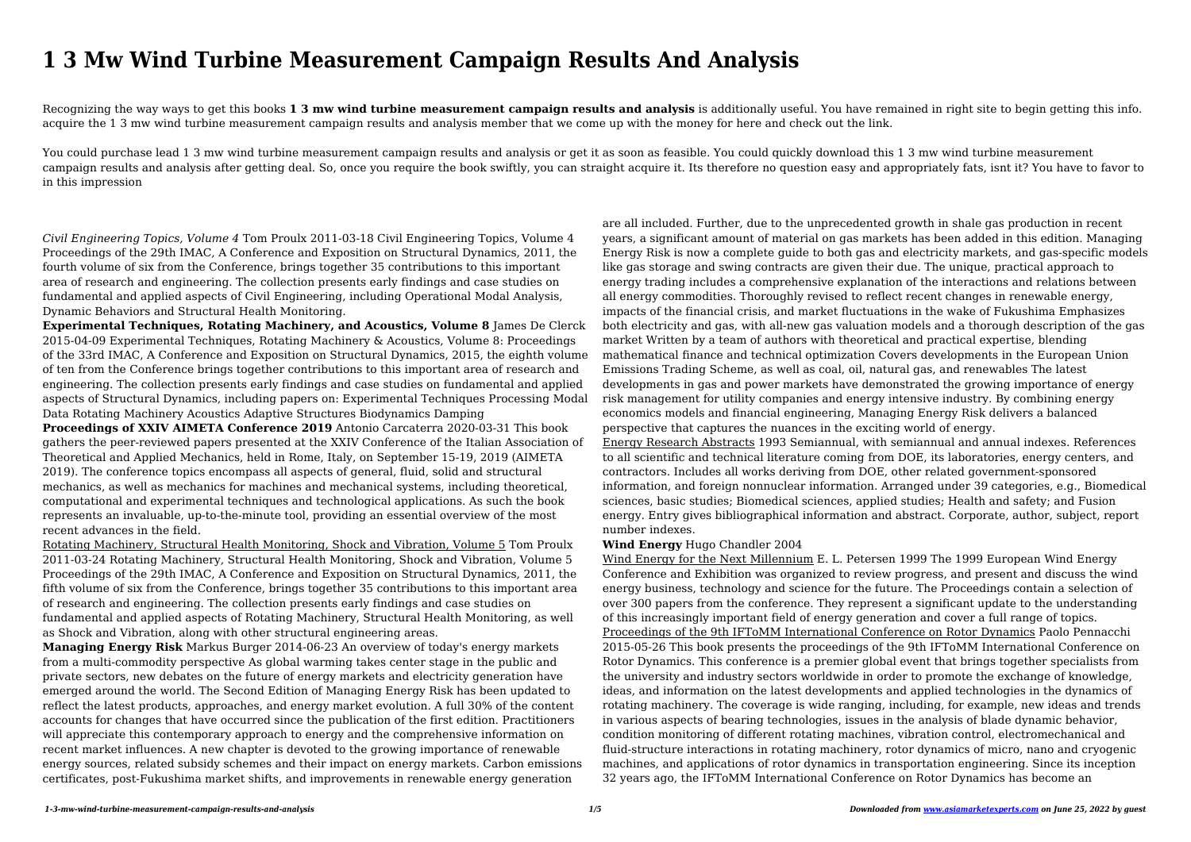# 1 3 Mw Wind Turbine Measurement Campaign Results And Analysis

Recognizing the way ways to get this books **1 3 mw wind turbine measurement campaign results and analysis** is additionally useful. You have remained in right site to begin getting this info. acquire the 1 3 mw wind turbine measurement campaign results and analysis member that we come up with the money for here and check out the link.

You could purchase lead 1 3 mw wind turbine measurement campaign results and analysis or get it as soon as feasible. You could quickly download this 1 3 mw wind turbine measurement campaign results and analysis after getting deal. So, once you require the book swiftly, you can straight acquire it. Its therefore no question easy and appropriately fats, isnt it? You have to favor to in this impression

*Civil Engineering Topics, Volume 4* Tom Proulx 2011-03-18 Civil Engineering Topics, Volume 4 Proceedings of the 29th IMAC, A Conference and Exposition on Structural Dynamics, 2011, the fourth volume of six from the Conference, brings together 35 contributions to this important area of research and engineering. The collection presents early findings and case studies on fundamental and applied aspects of Civil Engineering, including Operational Modal Analysis, Dynamic Behaviors and Structural Health Monitoring.

**Experimental Techniques, Rotating Machinery, and Acoustics, Volume 8** James De Clerck 2015-04-09 Experimental Techniques, Rotating Machinery & Acoustics, Volume 8: Proceedings of the 33rd IMAC, A Conference and Exposition on Structural Dynamics, 2015, the eighth volume of ten from the Conference brings together contributions to this important area of research and engineering. The collection presents early findings and case studies on fundamental and applied aspects of Structural Dynamics, including papers on: Experimental Techniques Processing Modal Data Rotating Machinery Acoustics Adaptive Structures Biodynamics Damping

**Proceedings of XXIV AIMETA Conference 2019** Antonio Carcaterra 2020-03-31 This book gathers the peer-reviewed papers presented at the XXIV Conference of the Italian Association of Theoretical and Applied Mechanics, held in Rome, Italy, on September 15-19, 2019 (AIMETA 2019). The conference topics encompass all aspects of general, fluid, solid and structural mechanics, as well as mechanics for machines and mechanical systems, including theoretical, computational and experimental techniques and technological applications. As such the book represents an invaluable, up-to-the-minute tool, providing an essential overview of the most recent advances in the field.

Rotating Machinery, Structural Health Monitoring, Shock and Vibration, Volume 5 Tom Proulx 2011-03-24 Rotating Machinery, Structural Health Monitoring, Shock and Vibration, Volume 5 Proceedings of the 29th IMAC, A Conference and Exposition on Structural Dynamics, 2011, the fifth volume of six from the Conference, brings together 35 contributions to this important area of research and engineering. The collection presents early findings and case studies on fundamental and applied aspects of Rotating Machinery, Structural Health Monitoring, as well as Shock and Vibration, along with other structural engineering areas.

**Managing Energy Risk** Markus Burger 2014-06-23 An overview of today's energy markets from a multi-commodity perspective As global warming takes center stage in the public and private sectors, new debates on the future of energy markets and electricity generation have emerged around the world. The Second Edition of Managing Energy Risk has been updated to reflect the latest products, approaches, and energy market evolution. A full 30% of the content accounts for changes that have occurred since the publication of the first edition. Practitioners will appreciate this contemporary approach to energy and the comprehensive information on recent market influences. A new chapter is devoted to the growing importance of renewable energy sources, related subsidy schemes and their impact on energy markets. Carbon emissions certificates, post-Fukushima market shifts, and improvements in renewable energy generation are all included. Further, due to the unprecedented growth in shale gas production in recent years, a significant amount of material on gas markets has been added in this edition. Managing Energy Risk is now a complete guide to both gas and electricity markets, and gas-specific models like gas storage and swing contracts are given their due. The unique, practical approach to energy trading includes a comprehensive explanation of the interactions and relations between all energy commodities. Thoroughly revised to reflect recent changes in renewable energy, impacts of the financial crisis, and market fluctuations in the wake of Fukushima Emphasizes both electricity and gas, with all-new gas valuation models and a thorough description of the gas market Written by a team of authors with theoretical and practical expertise, blending mathematical finance and technical optimization Covers developments in the European Union Emissions Trading Scheme, as well as coal, oil, natural gas, and renewables The latest developments in gas and power markets have demonstrated the growing importance of energy risk management for utility companies and energy intensive industry. By combining energy economics models and financial engineering, Managing Energy Risk delivers a balanced perspective that captures the nuances in the exciting world of energy.

Energy Research Abstracts 1993 Semiannual, with semiannual and annual indexes. References to all scientific and technical literature coming from DOE, its laboratories, energy centers, and contractors. Includes all works deriving from DOE, other related government-sponsored information, and foreign nonnuclear information. Arranged under 39 categories, e.g., Biomedical sciences, basic studies; Biomedical sciences, applied studies; Health and safety; and Fusion energy. Entry gives bibliographical information and abstract. Corporate, author, subject, report number indexes.

**Wind Energy** Hugo Chandler 2004

Wind Energy for the Next Millennium E. L. Petersen 1999 The 1999 European Wind Energy Conference and Exhibition was organized to review progress, and present and discuss the wind energy business, technology and science for the future. The Proceedings contain a selection of over 300 papers from the conference. They represent a significant update to the understanding of this increasingly important field of energy generation and cover a full range of topics.

Proceedings of the 9th IFToMM International Conference on Rotor Dynamics Paolo Pennacchi 2015-05-26 This book presents the proceedings of the 9th IFToMM International Conference on Rotor Dynamics. This conference is a premier global event that brings together specialists from the university and industry sectors worldwide in order to promote the exchange of knowledge, ideas, and information on the latest developments and applied technologies in the dynamics of rotating machinery. The coverage is wide ranging, including, for example, new ideas and trends in various aspects of bearing technologies, issues in the analysis of blade dynamic behavior, condition monitoring of different rotating machines, vibration control, electromechanical and fluid-structure interactions in rotating machinery, rotor dynamics of micro, nano and cryogenic machines, and applications of rotor dynamics in transportation engineering. Since its inception 32 years ago, the IFToMM International Conference on Rotor Dynamics has become an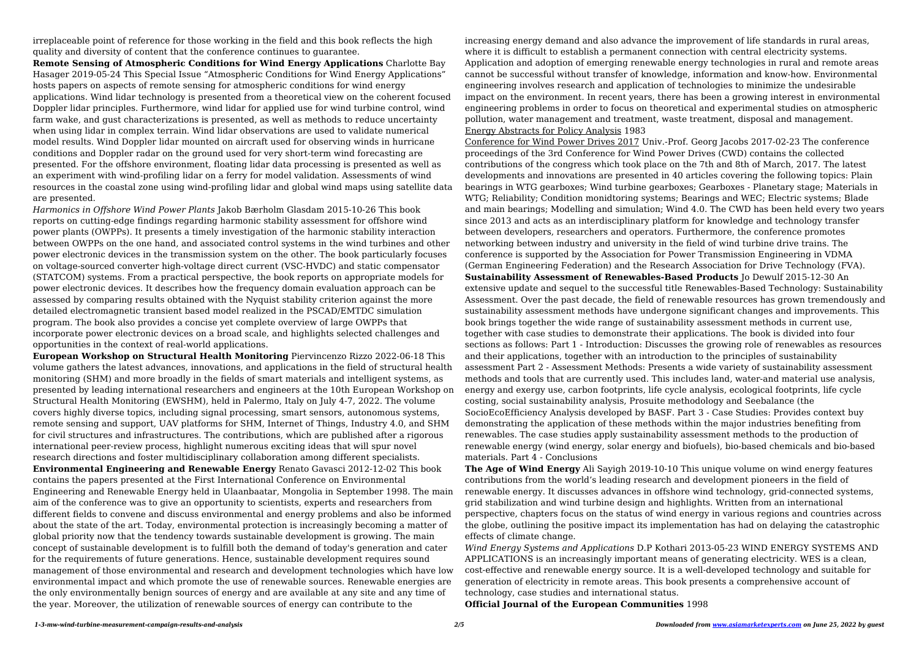irreplaceable point of reference for those working in the field and this book reflects the high quality and diversity of content that the conference continues to guarantee.

**Remote Sensing of Atmospheric Conditions for Wind Energy Applications** Charlotte Bay Hasager 2019-05-24 This Special Issue "Atmospheric Conditions for Wind Energy Applications" hosts papers on aspects of remote sensing for atmospheric conditions for wind energy applications. Wind lidar technology is presented from a theoretical view on the coherent focused Doppler lidar principles. Furthermore, wind lidar for applied use for wind turbine control, wind farm wake, and gust characterizations is presented, as well as methods to reduce uncertainty when using lidar in complex terrain. Wind lidar observations are used to validate numerical model results. Wind Doppler lidar mounted on aircraft used for observing winds in hurricane conditions and Doppler radar on the ground used for very short-term wind forecasting are presented. For the offshore environment, floating lidar data processing is presented as well as an experiment with wind-profiling lidar on a ferry for model validation. Assessments of wind resources in the coastal zone using wind-profiling lidar and global wind maps using satellite data are presented.

*Harmonics in Offshore Wind Power Plants* Jakob Bærholm Glasdam 2015-10-26 This book reports on cutting-edge findings regarding harmonic stability assessment for offshore wind power plants (OWPPs). It presents a timely investigation of the harmonic stability interaction between OWPPs on the one hand, and associated control systems in the wind turbines and other power electronic devices in the transmission system on the other. The book particularly focuses on voltage-sourced converter high-voltage direct current (VSC-HVDC) and static compensator (STATCOM) systems. From a practical perspective, the book reports on appropriate models for power electronic devices. It describes how the frequency domain evaluation approach can be assessed by comparing results obtained with the Nyquist stability criterion against the more detailed electromagnetic transient based model realized in the PSCAD/EMTDC simulation program. The book also provides a concise yet complete overview of large OWPPs that incorporate power electronic devices on a broad scale, and highlights selected challenges and opportunities in the context of real-world applications.

**European Workshop on Structural Health Monitoring** Piervincenzo Rizzo 2022-06-18 This volume gathers the latest advances, innovations, and applications in the field of structural health monitoring (SHM) and more broadly in the fields of smart materials and intelligent systems, as presented by leading international researchers and engineers at the 10th European Workshop on Structural Health Monitoring (EWSHM), held in Palermo, Italy on July 4-7, 2022. The volume covers highly diverse topics, including signal processing, smart sensors, autonomous systems, remote sensing and support, UAV platforms for SHM, Internet of Things, Industry 4.0, and SHM for civil structures and infrastructures. The contributions, which are published after a rigorous international peer-review process, highlight numerous exciting ideas that will spur novel research directions and foster multidisciplinary collaboration among different specialists.

**Environmental Engineering and Renewable Energy** Renato Gavasci 2012-12-02 This book contains the papers presented at the First International Conference on Environmental Engineering and Renewable Energy held in Ulaanbaatar, Mongolia in September 1998. The main aim of the conference was to give an opportunity to scientists, experts and researchers from different fields to convene and discuss environmental and energy problems and also be informed about the state of the art. Today, environmental protection is increasingly becoming a matter of global priority now that the tendency towards sustainable development is growing. The main concept of sustainable development is to fulfill both the demand of today's generation and cater for the requirements of future generations. Hence, sustainable development requires sound management of those environmental and research and development technologies which have low environmental impact and which promote the use of renewable sources. Renewable energies are the only environmentally benign sources of energy and are available at any site and any time of the year. Moreover, the utilization of renewable sources of energy can contribute to the increasing energy demand and also advance the improvement of life standards in rural areas, where it is difficult to establish a permanent connection with central electricity systems. Application and adoption of emerging renewable energy technologies in rural and remote areas cannot be successful without transfer of knowledge, information and know-how. Environmental engineering involves research and application of technologies to minimize the undesirable impact on the environment. In recent years, there has been a growing interest in environmental engineering problems in order to focus on theoretical and experimental studies on atmospheric pollution, water management and treatment, waste treatment, disposal and management.

Energy Abstracts for Policy Analysis 1983

Conference for Wind Power Drives 2017 Univ.-Prof. Georg Jacobs 2017-02-23 The conference proceedings of the 3rd Conference for Wind Power Drives (CWD) contains the collected contributions of the congress which took place on the 7th and 8th of March, 2017. The latest developments and innovations are presented in 40 articles covering the following topics: Plain bearings in WTG gearboxes; Wind turbine gearboxes; Gearboxes - Planetary stage; Materials in WTG; Reliability; Condition monidtoring systems; Bearings and WEC; Electric systems; Blade and main bearings; Modelling and simulation; Wind 4.0. The CWD has been held every two years since 2013 and acts as an interdisciplinary platform for knowledge and technology transfer between developers, researchers and operators. Furthermore, the conference promotes networking between industry and university in the field of wind turbine drive trains. The conference is supported by the Association for Power Transmission Engineering in VDMA (German Engineering Federation) and the Research Association for Drive Technology (FVA).

**Sustainability Assessment of Renewables-Based Products** Jo Dewulf 2015-12-30 An extensive update and sequel to the successful title Renewables-Based Technology: Sustainability Assessment. Over the past decade, the field of renewable resources has grown tremendously and sustainability assessment methods have undergone significant changes and improvements. This book brings together the wide range of sustainability assessment methods in current use, together with case studies to demonstrate their applications. The book is divided into four sections as follows: Part 1 - Introduction: Discusses the growing role of renewables as resources and their applications, together with an introduction to the principles of sustainability assessment Part 2 - Assessment Methods: Presents a wide variety of sustainability assessment methods and tools that are currently used. This includes land, water-and material use analysis, energy and exergy use, carbon footprints, life cycle analysis, ecological footprints, life cycle costing, social sustainability analysis, Prosuite methodology and Seebalance (the SocioEcoEfficiency Analysis developed by BASF. Part 3 - Case Studies: Provides context buy demonstrating the application of these methods within the major industries benefiting from renewables. The case studies apply sustainability assessment methods to the production of renewable energy (wind energy, solar energy and biofuels), bio-based chemicals and bio-based materials. Part 4 - Conclusions

**The Age of Wind Energy** Ali Sayigh 2019-10-10 This unique volume on wind energy features contributions from the world's leading research and development pioneers in the field of renewable energy. It discusses advances in offshore wind technology, grid-connected systems, grid stabilization and wind turbine design and highlights. Written from an international perspective, chapters focus on the status of wind energy in various regions and countries across the globe, outlining the positive impact its implementation has had on delaying the catastrophic effects of climate change.

*Wind Energy Systems and Applications* D.P Kothari 2013-05-23 WIND ENERGY SYSTEMS AND APPLICATIONS is an increasingly important means of generating electricity. WES is a clean, cost-effective and renewable energy source. It is a well-developed technology and suitable for generation of electricity in remote areas. This book presents a comprehensive account of technology, case studies and international status.

**Official Journal of the European Communities** 1998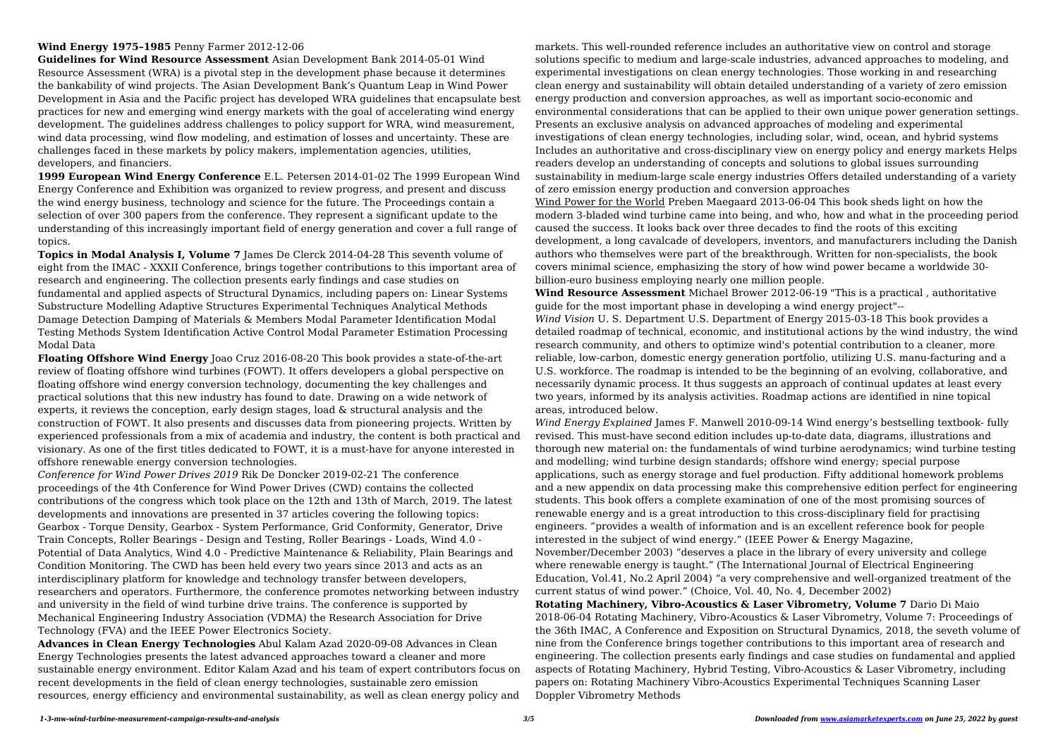**Wind Energy 1975–1985** Penny Farmer 2012-12-06

**Guidelines for Wind Resource Assessment** Asian Development Bank 2014-05-01 Wind Resource Assessment (WRA) is a pivotal step in the development phase because it determines the bankability of wind projects. The Asian Development Bank's Quantum Leap in Wind Power Development in Asia and the Pacific project has developed WRA guidelines that encapsulate best practices for new and emerging wind energy markets with the goal of accelerating wind energy development. The guidelines address challenges to policy support for WRA, wind measurement, wind data processing, wind flow modeling, and estimation of losses and uncertainty. These are challenges faced in these markets by policy makers, implementation agencies, utilities, developers, and financiers.

**1999 European Wind Energy Conference** E.L. Petersen 2014-01-02 The 1999 European Wind Energy Conference and Exhibition was organized to review progress, and present and discuss the wind energy business, technology and science for the future. The Proceedings contain a selection of over 300 papers from the conference. They represent a significant update to the understanding of this increasingly important field of energy generation and cover a full range of topics.

**Topics in Modal Analysis I, Volume 7** James De Clerck 2014-04-28 This seventh volume of eight from the IMAC - XXXII Conference, brings together contributions to this important area of research and engineering. The collection presents early findings and case studies on fundamental and applied aspects of Structural Dynamics, including papers on: Linear Systems Substructure Modelling Adaptive Structures Experimental Techniques Analytical Methods Damage Detection Damping of Materials & Members Modal Parameter Identification Modal Testing Methods System Identification Active Control Modal Parameter Estimation Processing Modal Data

**Floating Offshore Wind Energy** Joao Cruz 2016-08-20 This book provides a state-of-the-art review of floating offshore wind turbines (FOWT). It offers developers a global perspective on floating offshore wind energy conversion technology, documenting the key challenges and practical solutions that this new industry has found to date. Drawing on a wide network of experts, it reviews the conception, early design stages, load & structural analysis and the construction of FOWT. It also presents and discusses data from pioneering projects. Written by experienced professionals from a mix of academia and industry, the content is both practical and visionary. As one of the first titles dedicated to FOWT, it is a must-have for anyone interested in offshore renewable energy conversion technologies.

*Conference for Wind Power Drives 2019* Rik De Doncker 2019-02-21 The conference proceedings of the 4th Conference for Wind Power Drives (CWD) contains the collected contributions of the congress which took place on the 12th and 13th of March, 2019. The latest developments and innovations are presented in 37 articles covering the following topics: Gearbox - Torque Density, Gearbox - System Performance, Grid Conformity, Generator, Drive Train Concepts, Roller Bearings - Design and Testing, Roller Bearings - Loads, Wind 4.0 - Potential of Data Analytics, Wind 4.0 - Predictive Maintenance & Reliability, Plain Bearings and Condition Monitoring. The CWD has been held every two years since 2013 and acts as an interdisciplinary platform for knowledge and technology transfer between developers, researchers and operators. Furthermore, the conference promotes networking between industry and university in the field of wind turbine drive trains. The conference is supported by Mechanical Engineering Industry Association (VDMA) the Research Association for Drive Technology (FVA) and the IEEE Power Electronics Society.

**Advances in Clean Energy Technologies** Abul Kalam Azad 2020-09-08 Advances in Clean Energy Technologies presents the latest advanced approaches toward a cleaner and more sustainable energy environment. Editor Kalam Azad and his team of expert contributors focus on recent developments in the field of clean energy technologies, sustainable zero emission resources, energy efficiency and environmental sustainability, as well as clean energy policy and markets. This well-rounded reference includes an authoritative view on control and storage solutions specific to medium and large-scale industries, advanced approaches to modeling, and experimental investigations on clean energy technologies. Those working in and researching clean energy and sustainability will obtain detailed understanding of a variety of zero emission energy production and conversion approaches, as well as important socio-economic and environmental considerations that can be applied to their own unique power generation settings. Presents an exclusive analysis on advanced approaches of modeling and experimental investigations of clean energy technologies, including solar, wind, ocean, and hybrid systems Includes an authoritative and cross-disciplinary view on energy policy and energy markets Helps readers develop an understanding of concepts and solutions to global issues surrounding sustainability in medium-large scale energy industries Offers detailed understanding of a variety of zero emission energy production and conversion approaches

Wind Power for the World Preben Maegaard 2013-06-04 This book sheds light on how the modern 3-bladed wind turbine came into being, and who, how and what in the proceeding period caused the success. It looks back over three decades to find the roots of this exciting development, a long cavalcade of developers, inventors, and manufacturers including the Danish authors who themselves were part of the breakthrough. Written for non-specialists, the book covers minimal science, emphasizing the story of how wind power became a worldwide 30-billion-euro business employing nearly one million people.

**Wind Resource Assessment** Michael Brower 2012-06-19 "This is a practical , authoritative guide for the most important phase in developing a wind energy project"--

*Wind Vision* U. S. Department U.S. Department of Energy 2015-03-18 This book provides a detailed roadmap of technical, economic, and institutional actions by the wind industry, the wind research community, and others to optimize wind's potential contribution to a cleaner, more reliable, low-carbon, domestic energy generation portfolio, utilizing U.S. manu-facturing and a U.S. workforce. The roadmap is intended to be the beginning of an evolving, collaborative, and necessarily dynamic process. It thus suggests an approach of continual updates at least every two years, informed by its analysis activities. Roadmap actions are identified in nine topical areas, introduced below.

*Wind Energy Explained* James F. Manwell 2010-09-14 Wind energy's bestselling textbook- fully revised. This must-have second edition includes up-to-date data, diagrams, illustrations and thorough new material on: the fundamentals of wind turbine aerodynamics; wind turbine testing and modelling; wind turbine design standards; offshore wind energy; special purpose applications, such as energy storage and fuel production. Fifty additional homework problems and a new appendix on data processing make this comprehensive edition perfect for engineering students. This book offers a complete examination of one of the most promising sources of renewable energy and is a great introduction to this cross-disciplinary field for practising engineers. "provides a wealth of information and is an excellent reference book for people interested in the subject of wind energy." (IEEE Power & Energy Magazine, November/December 2003) "deserves a place in the library of every university and college where renewable energy is taught." (The International Journal of Electrical Engineering Education, Vol.41, No.2 April 2004) "a very comprehensive and well-organized treatment of the current status of wind power." (Choice, Vol. 40, No. 4, December 2002)

**Rotating Machinery, Vibro-Acoustics & Laser Vibrometry, Volume 7** Dario Di Maio 2018-06-04 Rotating Machinery, Vibro-Acoustics & Laser Vibrometry, Volume 7: Proceedings of the 36th IMAC, A Conference and Exposition on Structural Dynamics, 2018, the seveth volume of nine from the Conference brings together contributions to this important area of research and engineering. The collection presents early findings and case studies on fundamental and applied aspects of Rotating Machinery, Hybrid Testing, Vibro-Acoustics & Laser Vibrometry, including papers on: Rotating Machinery Vibro-Acoustics Experimental Techniques Scanning Laser Doppler Vibrometry Methods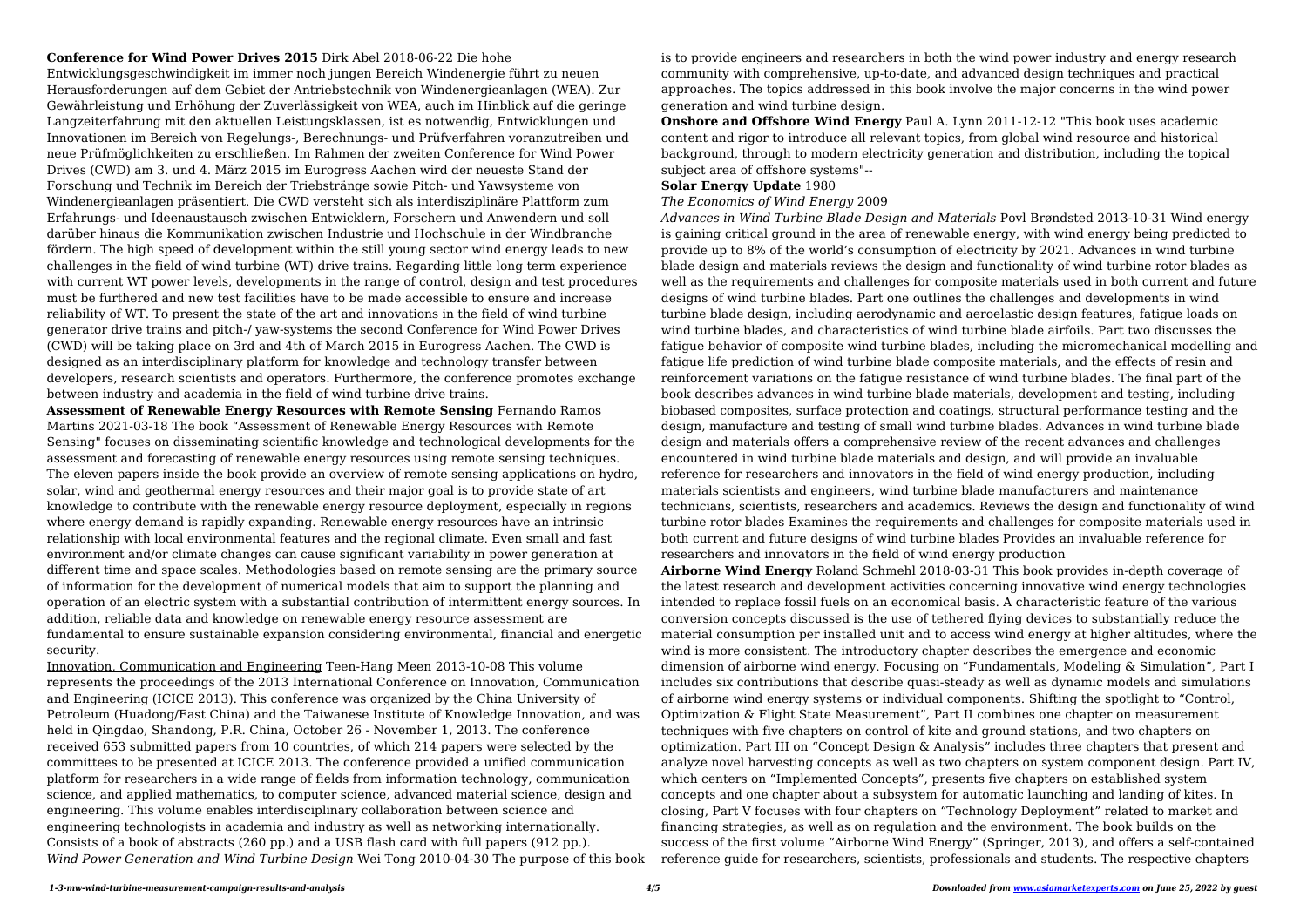**Conference for Wind Power Drives 2015** Dirk Abel 2018-06-22 Die hohe Entwicklungsgeschwindigkeit im immer noch jungen Bereich Windenergie führt zu neuen Herausforderungen auf dem Gebiet der Antriebstechnik von Windenergieanlagen (WEA). Zur Gewährleistung und Erhöhung der Zuverlässigkeit von WEA, auch im Hinblick auf die geringe Langzeiterfahrung mit den aktuellen Leistungsklassen, ist es notwendig, Entwicklungen und Innovationen im Bereich von Regelungs-, Berechnungs- und Prüfverfahren voranzutreiben und neue Prüfmöglichkeiten zu erschließen. Im Rahmen der zweiten Conference for Wind Power Drives (CWD) am 3. und 4. März 2015 im Eurogress Aachen wird der neueste Stand der Forschung und Technik im Bereich der Triebstränge sowie Pitch- und Yawsysteme von Windenergieanlagen präsentiert. Die CWD versteht sich als interdisziplinäre Plattform zum Erfahrungs- und Ideenaustausch zwischen Entwicklern, Forschern und Anwendern und soll darüber hinaus die Kommunikation zwischen Industrie und Hochschule in der Windbranche fördern. The high speed of development within the still young sector wind energy leads to new challenges in the field of wind turbine (WT) drive trains. Regarding little long term experience with current WT power levels, developments in the range of control, design and test procedures must be furthered and new test facilities have to be made accessible to ensure and increase reliability of WT. To present the state of the art and innovations in the field of wind turbine generator drive trains and pitch-/ yaw-systems the second Conference for Wind Power Drives (CWD) will be taking place on 3rd and 4th of March 2015 in Eurogress Aachen. The CWD is designed as an interdisciplinary platform for knowledge and technology transfer between developers, research scientists and operators. Furthermore, the conference promotes exchange between industry and academia in the field of wind turbine drive trains.

**Assessment of Renewable Energy Resources with Remote Sensing** Fernando Ramos Martins 2021-03-18 The book "Assessment of Renewable Energy Resources with Remote Sensing" focuses on disseminating scientific knowledge and technological developments for the assessment and forecasting of renewable energy resources using remote sensing techniques. The eleven papers inside the book provide an overview of remote sensing applications on hydro, solar, wind and geothermal energy resources and their major goal is to provide state of art knowledge to contribute with the renewable energy resource deployment, especially in regions where energy demand is rapidly expanding. Renewable energy resources have an intrinsic relationship with local environmental features and the regional climate. Even small and fast environment and/or climate changes can cause significant variability in power generation at different time and space scales. Methodologies based on remote sensing are the primary source of information for the development of numerical models that aim to support the planning and operation of an electric system with a substantial contribution of intermittent energy sources. In addition, reliable data and knowledge on renewable energy resource assessment are fundamental to ensure sustainable expansion considering environmental, financial and energetic security.

Innovation, Communication and Engineering Teen-Hang Meen 2013-10-08 This volume represents the proceedings of the 2013 International Conference on Innovation, Communication and Engineering (ICICE 2013). This conference was organized by the China University of Petroleum (Huadong/East China) and the Taiwanese Institute of Knowledge Innovation, and was held in Qingdao, Shandong, P.R. China, October 26 - November 1, 2013. The conference received 653 submitted papers from 10 countries, of which 214 papers were selected by the committees to be presented at ICICE 2013. The conference provided a unified communication platform for researchers in a wide range of fields from information technology, communication science, and applied mathematics, to computer science, advanced material science, design and engineering. This volume enables interdisciplinary collaboration between science and engineering technologists in academia and industry as well as networking internationally. Consists of a book of abstracts (260 pp.) and a USB flash card with full papers (912 pp.).

*Wind Power Generation and Wind Turbine Design* Wei Tong 2010-04-30 The purpose of this book is to provide engineers and researchers in both the wind power industry and energy research community with comprehensive, up-to-date, and advanced design techniques and practical approaches. The topics addressed in this book involve the major concerns in the wind power generation and wind turbine design.

**Onshore and Offshore Wind Energy** Paul A. Lynn 2011-12-12 "This book uses academic content and rigor to introduce all relevant topics, from global wind resource and historical background, through to modern electricity generation and distribution, including the topical subject area of offshore systems"--

**Solar Energy Update** 1980

*The Economics of Wind Energy* 2009

*Advances in Wind Turbine Blade Design and Materials* Povl Brøndsted 2013-10-31 Wind energy is gaining critical ground in the area of renewable energy, with wind energy being predicted to provide up to 8% of the world's consumption of electricity by 2021. Advances in wind turbine blade design and materials reviews the design and functionality of wind turbine rotor blades as well as the requirements and challenges for composite materials used in both current and future designs of wind turbine blades. Part one outlines the challenges and developments in wind turbine blade design, including aerodynamic and aeroelastic design features, fatigue loads on wind turbine blades, and characteristics of wind turbine blade airfoils. Part two discusses the fatigue behavior of composite wind turbine blades, including the micromechanical modelling and fatigue life prediction of wind turbine blade composite materials, and the effects of resin and reinforcement variations on the fatigue resistance of wind turbine blades. The final part of the book describes advances in wind turbine blade materials, development and testing, including biobased composites, surface protection and coatings, structural performance testing and the design, manufacture and testing of small wind turbine blades. Advances in wind turbine blade design and materials offers a comprehensive review of the recent advances and challenges encountered in wind turbine blade materials and design, and will provide an invaluable reference for researchers and innovators in the field of wind energy production, including materials scientists and engineers, wind turbine blade manufacturers and maintenance technicians, scientists, researchers and academics. Reviews the design and functionality of wind turbine rotor blades Examines the requirements and challenges for composite materials used in both current and future designs of wind turbine blades Provides an invaluable reference for researchers and innovators in the field of wind energy production

**Airborne Wind Energy** Roland Schmehl 2018-03-31 This book provides in-depth coverage of the latest research and development activities concerning innovative wind energy technologies intended to replace fossil fuels on an economical basis. A characteristic feature of the various conversion concepts discussed is the use of tethered flying devices to substantially reduce the material consumption per installed unit and to access wind energy at higher altitudes, where the wind is more consistent. The introductory chapter describes the emergence and economic dimension of airborne wind energy. Focusing on "Fundamentals, Modeling & Simulation", Part I includes six contributions that describe quasi-steady as well as dynamic models and simulations of airborne wind energy systems or individual components. Shifting the spotlight to "Control, Optimization & Flight State Measurement", Part II combines one chapter on measurement techniques with five chapters on control of kite and ground stations, and two chapters on optimization. Part III on "Concept Design & Analysis" includes three chapters that present and analyze novel harvesting concepts as well as two chapters on system component design. Part IV, which centers on "Implemented Concepts", presents five chapters on established system concepts and one chapter about a subsystem for automatic launching and landing of kites. In closing, Part V focuses with four chapters on "Technology Deployment" related to market and financing strategies, as well as on regulation and the environment. The book builds on the success of the first volume "Airborne Wind Energy" (Springer, 2013), and offers a self-contained reference guide for researchers, scientists, professionals and students. The respective chapters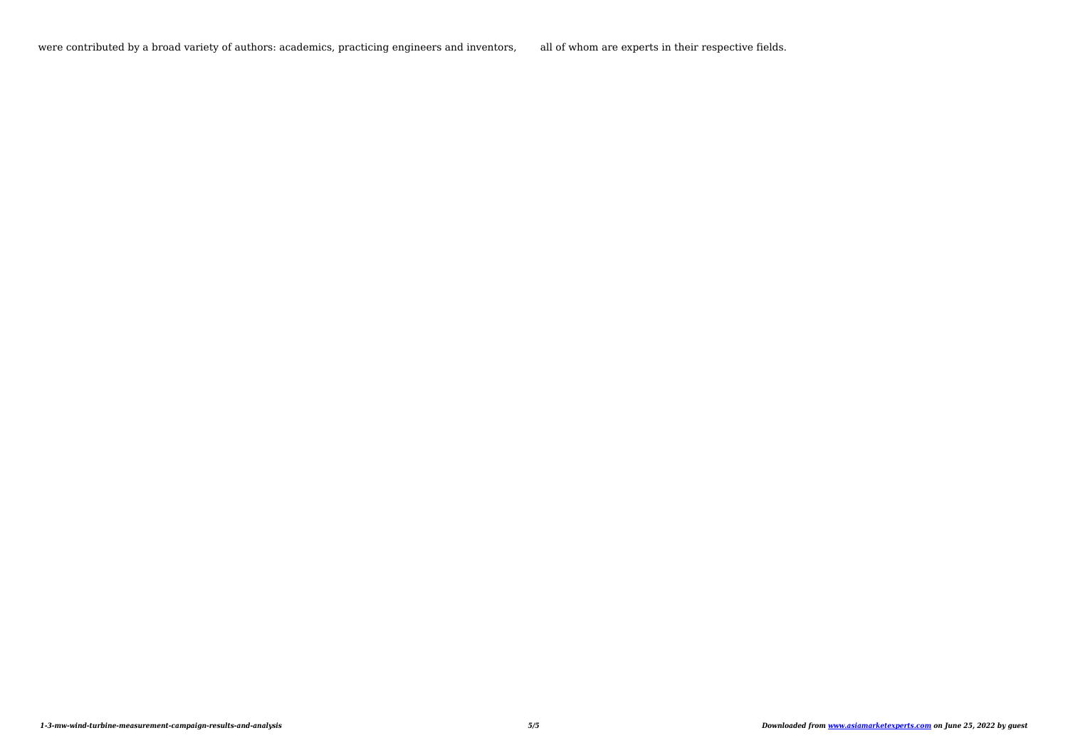were contributed by a broad variety of authors: academics, practicing engineers and inventors, all of whom are experts in their respective fields.